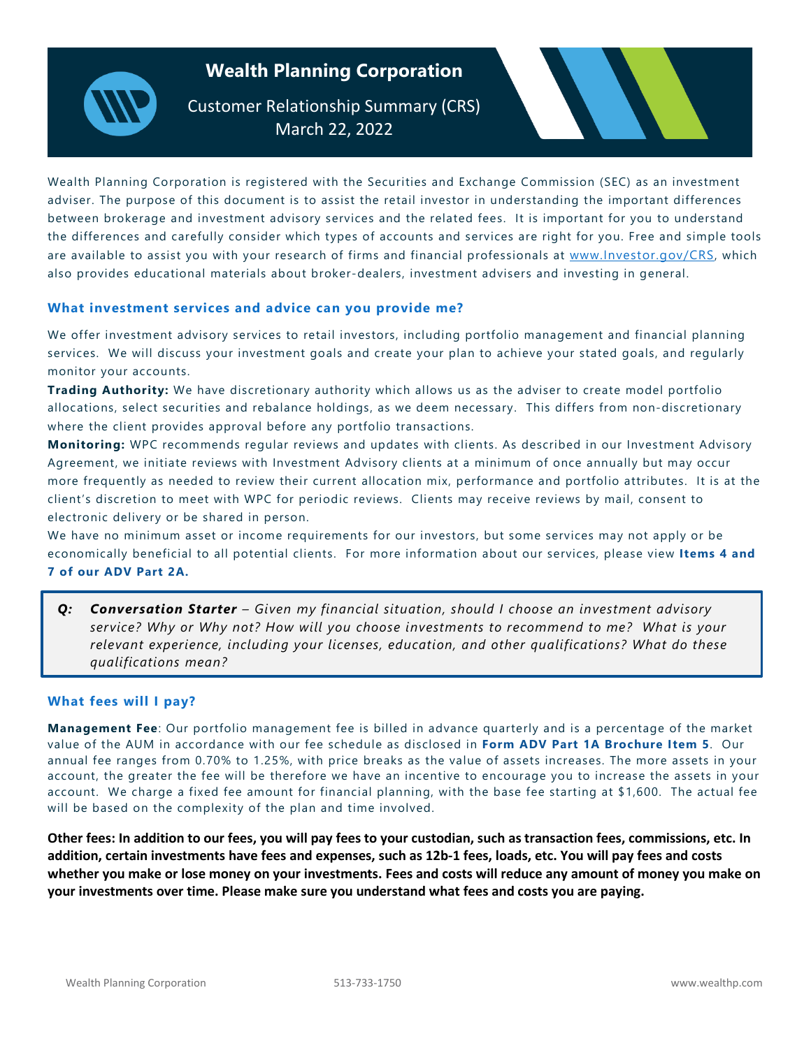# Wealth Planning Corporation

Customer Relationship Summary (CRS)
March 22, 2022

Wealth Planning Corporation is registered with the Securities and Exchange Commission (SEC) as an investment adviser. The purpose of this document is to assist the retail investor in understanding the important differences between brokerage and investment advisory services and the related fees. It is important for you to understand the differences and carefully consider which types of accounts and services are right for you. Free and simple tools are available to assist you with your research of firms and financial professionals at www.Investor.gov/CRS, which also provides educational materials about broker-dealers, investment advisers and investing in general.

## What investment services and advice can you provide me?

We offer investment advisory services to retail investors, including portfolio management and financial planning services. We will discuss your investment goals and create your plan to achieve your stated goals, and regularly monitor your accounts.

**Trading Authority:** We have discretionary authority which allows us as the adviser to create model portfolio allocations, select securities and rebalance holdings, as we deem necessary. This differs from non-discretionary where the client provides approval before any portfolio transactions.

**Monitoring:** WPC recommends regular reviews and updates with clients. As described in our Investment Advisory Agreement, we initiate reviews with Investment Advisory clients at a minimum of once annually but may occur more frequently as needed to review their current allocation mix, performance and portfolio attributes. It is at the client's discretion to meet with WPC for periodic reviews. Clients may receive reviews by mail, consent to electronic delivery or be shared in person.

We have no minimum asset or income requirements for our investors, but some services may not apply or be economically beneficial to all potential clients. For more information about our services, please view **Items 4 and 7 of our ADV Part 2A.**

> ***Q:*** ***Conversation Starter*** *– Given my financial situation, should I choose an investment advisory service? Why or Why not? How will you choose investments to recommend to me? What is your relevant experience, including your licenses, education, and other qualifications? What do these qualifications mean?*

## What fees will I pay?

**Management Fee**: Our portfolio management fee is billed in advance quarterly and is a percentage of the market value of the AUM in accordance with our fee schedule as disclosed in **Form ADV Part 1A Brochure Item 5**. Our annual fee ranges from 0.70% to 1.25%, with price breaks as the value of assets increases. The more assets in your account, the greater the fee will be therefore we have an incentive to encourage you to increase the assets in your account. We charge a fixed fee amount for financial planning, with the base fee starting at $1,600. The actual fee will be based on the complexity of the plan and time involved.

**Other fees: In addition to our fees, you will pay fees to your custodian, such as transaction fees, commissions, etc. In addition, certain investments have fees and expenses, such as 12b-1 fees, loads, etc. You will pay fees and costs whether you make or lose money on your investments. Fees and costs will reduce any amount of money you make on your investments over time. Please make sure you understand what fees and costs you are paying.**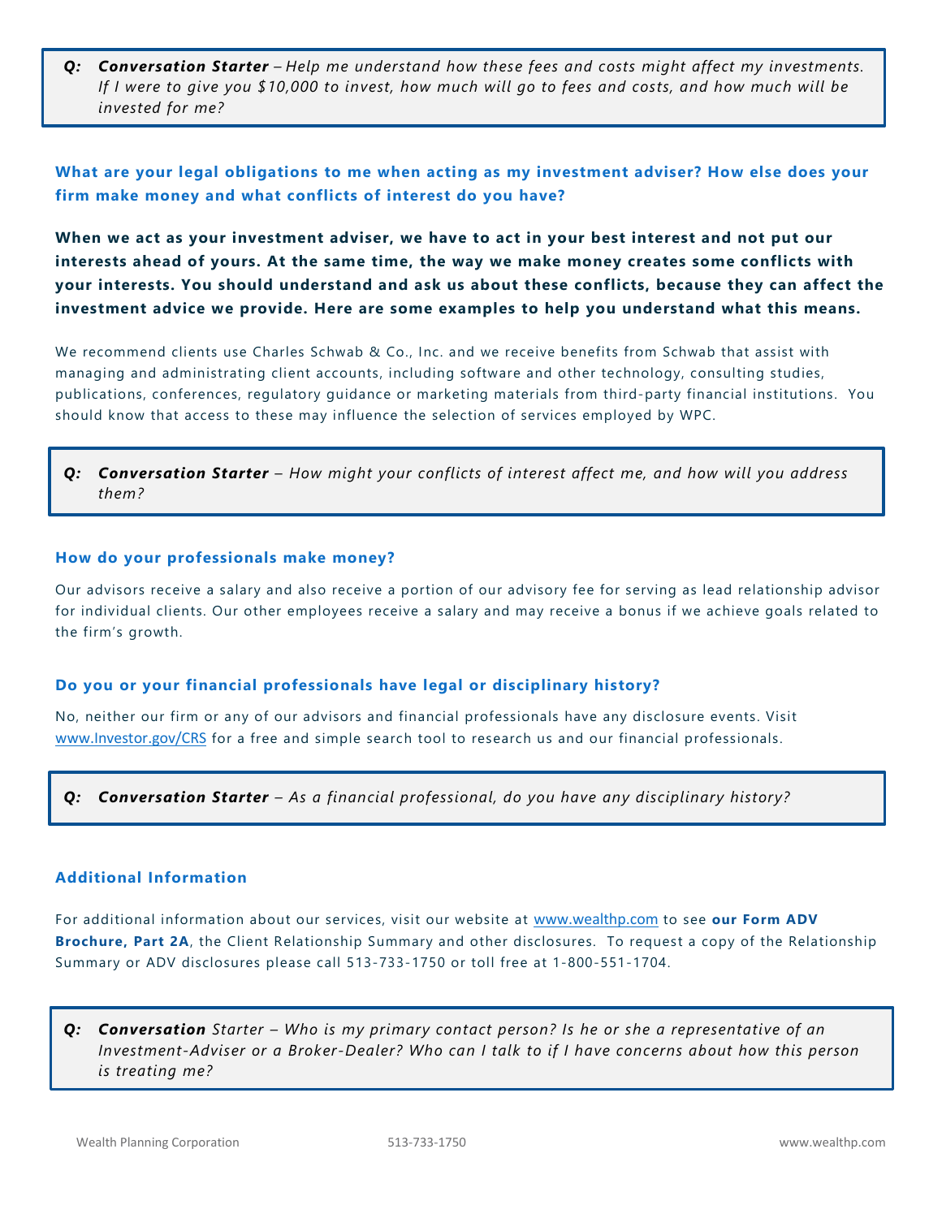> ***Q: Conversation Starter*** *– Help me understand how these fees and costs might affect my investments. If I were to give you $10,000 to invest, how much will go to fees and costs, and how much will be invested for me?*

### What are your legal obligations to me when acting as my investment adviser? How else does your firm make money and what conflicts of interest do you have?

**When we act as your investment adviser, we have to act in your best interest and not put our interests ahead of yours. At the same time, the way we make money creates some conflicts with your interests. You should understand and ask us about these conflicts, because they can affect the investment advice we provide. Here are some examples to help you understand what this means.**

We recommend clients use Charles Schwab & Co., Inc. and we receive benefits from Schwab that assist with managing and administrating client accounts, including software and other technology, consulting studies, publications, conferences, regulatory guidance or marketing materials from third-party financial institutions. You should know that access to these may influence the selection of services employed by WPC.

> ***Q: Conversation Starter*** *– How might your conflicts of interest affect me, and how will you address them?*

### How do your professionals make money?

Our advisors receive a salary and also receive a portion of our advisory fee for serving as lead relationship advisor for individual clients. Our other employees receive a salary and may receive a bonus if we achieve goals related to the firm's growth.

### Do you or your financial professionals have legal or disciplinary history?

No, neither our firm or any of our advisors and financial professionals have any disclosure events. Visit www.Investor.gov/CRS for a free and simple search tool to research us and our financial professionals.

> ***Q: Conversation Starter*** *– As a financial professional, do you have any disciplinary history?*

### Additional Information

For additional information about our services, visit our website at www.wealthp.com to see **our Form ADV Brochure, Part 2A**, the Client Relationship Summary and other disclosures. To request a copy of the Relationship Summary or ADV disclosures please call 513-733-1750 or toll free at 1-800-551-1704.

> ***Q: Conversation*** *Starter – Who is my primary contact person? Is he or she a representative of an Investment-Adviser or a Broker-Dealer? Who can I talk to if I have concerns about how this person is treating me?*